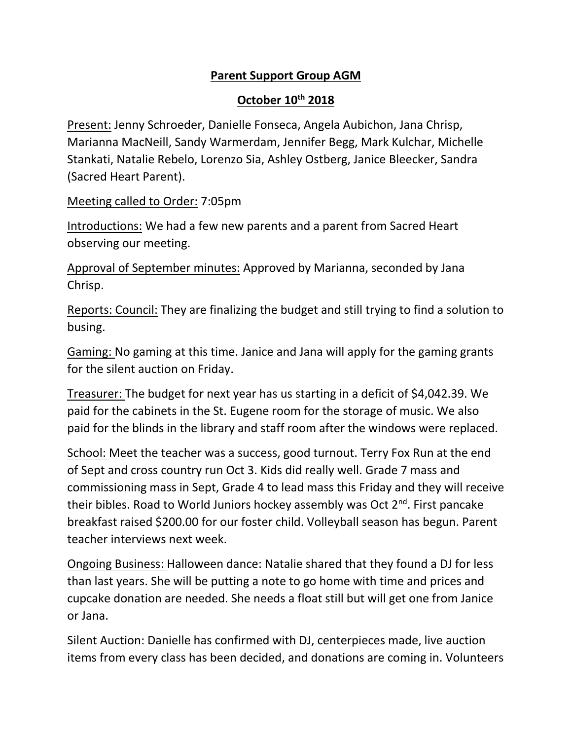# Parent Support Group AGM

## October 10th 2018

Present: Jenny Schroeder, Danielle Fonseca, Angela Aubichon, Jana Chrisp, Marianna MacNeill, Sandy Warmerdam, Jennifer Begg, Mark Kulchar, Michelle Stankati, Natalie Rebelo, Lorenzo Sia, Ashley Ostberg, Janice Bleecker, Sandra (Sacred Heart Parent).

Meeting called to Order: 7:05pm

Introductions: We had a few new parents and a parent from Sacred Heart observing our meeting.

Approval of September minutes: Approved by Marianna, seconded by Jana Chrisp.

Reports: Council: They are finalizing the budget and still trying to find a solution to busing.

Gaming: No gaming at this time. Janice and Jana will apply for the gaming grants for the silent auction on Friday.

Treasurer: The budget for next year has us starting in a deficit of $4,042.39. We paid for the cabinets in the St. Eugene room for the storage of music. We also paid for the blinds in the library and staff room after the windows were replaced.

School: Meet the teacher was a success, good turnout. Terry Fox Run at the end of Sept and cross country run Oct 3. Kids did really well. Grade 7 mass and commissioning mass in Sept, Grade 4 to lead mass this Friday and they will receive their bibles. Road to World Juniors hockey assembly was Oct 2nd. First pancake breakfast raised $200.00 for our foster child. Volleyball season has begun. Parent teacher interviews next week.

Ongoing Business: Halloween dance: Natalie shared that they found a DJ for less than last years. She will be putting a note to go home with time and prices and cupcake donation are needed. She needs a float still but will get one from Janice or Jana.

Silent Auction: Danielle has confirmed with DJ, centerpieces made, live auction items from every class has been decided, and donations are coming in. Volunteers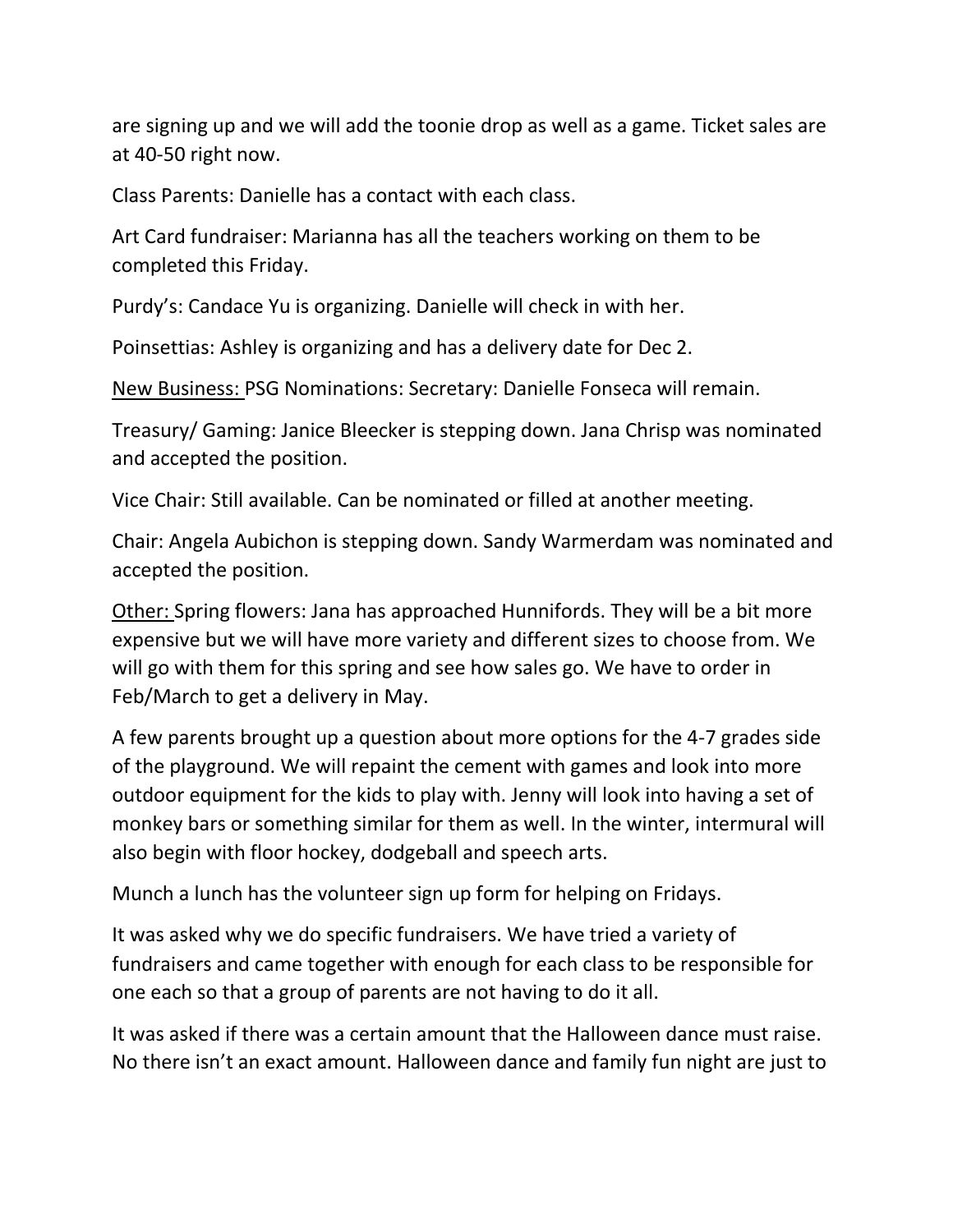are signing up and we will add the toonie drop as well as a game. Ticket sales are at 40-50 right now.

Class Parents: Danielle has a contact with each class.

Art Card fundraiser: Marianna has all the teachers working on them to be completed this Friday.

Purdy's: Candace Yu is organizing. Danielle will check in with her.

Poinsettias: Ashley is organizing and has a delivery date for Dec 2.

<u>New Business:</u> PSG Nominations: Secretary: Danielle Fonseca will remain.

Treasury/ Gaming: Janice Bleecker is stepping down. Jana Chrisp was nominated and accepted the position.

Vice Chair: Still available. Can be nominated or filled at another meeting.

Chair: Angela Aubichon is stepping down. Sandy Warmerdam was nominated and accepted the position.

<u>Other:</u> Spring flowers: Jana has approached Hunnifords. They will be a bit more expensive but we will have more variety and different sizes to choose from. We will go with them for this spring and see how sales go. We have to order in Feb/March to get a delivery in May.

A few parents brought up a question about more options for the 4-7 grades side of the playground. We will repaint the cement with games and look into more outdoor equipment for the kids to play with. Jenny will look into having a set of monkey bars or something similar for them as well. In the winter, intermural will also begin with floor hockey, dodgeball and speech arts.

Munch a lunch has the volunteer sign up form for helping on Fridays.

It was asked why we do specific fundraisers. We have tried a variety of fundraisers and came together with enough for each class to be responsible for one each so that a group of parents are not having to do it all.

It was asked if there was a certain amount that the Halloween dance must raise. No there isn't an exact amount. Halloween dance and family fun night are just to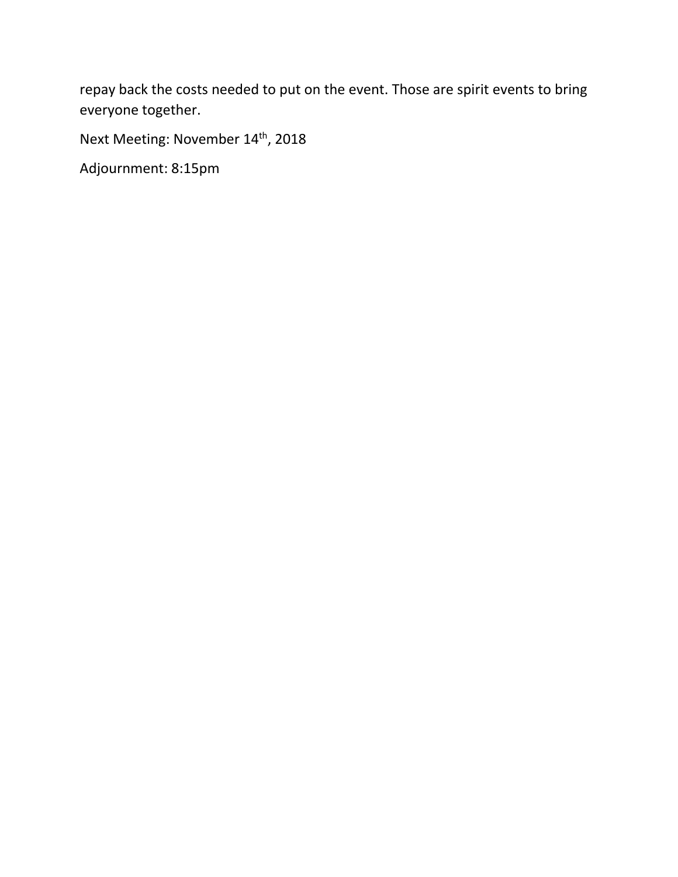repay back the costs needed to put on the event. Those are spirit events to bring everyone together.

Next Meeting: November 14th, 2018

Adjournment: 8:15pm